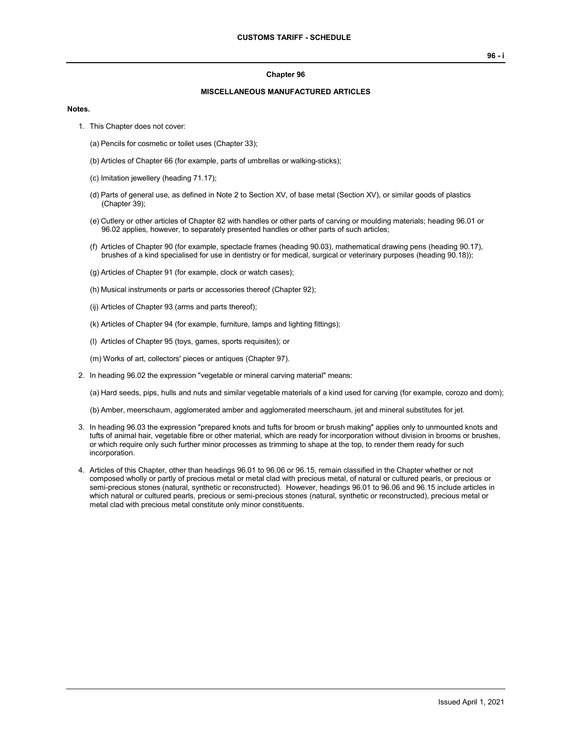# Chapter 96

## MISCELLANEOUS MANUFACTURED ARTICLES

**Notes.**

1. This Chapter does not cover:

   (a) Pencils for cosmetic or toilet uses (Chapter 33);

   (b) Articles of Chapter 66 (for example, parts of umbrellas or walking-sticks);

   (c) Imitation jewellery (heading 71.17);

   (d) Parts of general use, as defined in Note 2 to Section XV, of base metal (Section XV), or similar goods of plastics (Chapter 39);

   (e) Cutlery or other articles of Chapter 82 with handles or other parts of carving or moulding materials; heading 96.01 or 96.02 applies, however, to separately presented handles or other parts of such articles;

   (f) Articles of Chapter 90 (for example, spectacle frames (heading 90.03), mathematical drawing pens (heading 90.17), brushes of a kind specialised for use in dentistry or for medical, surgical or veterinary purposes (heading 90.18));

   (g) Articles of Chapter 91 (for example, clock or watch cases);

   (h) Musical instruments or parts or accessories thereof (Chapter 92);

   (ij) Articles of Chapter 93 (arms and parts thereof);

   (k) Articles of Chapter 94 (for example, furniture, lamps and lighting fittings);

   (l) Articles of Chapter 95 (toys, games, sports requisites); or

   (m) Works of art, collectors' pieces or antiques (Chapter 97).

2. In heading 96.02 the expression "vegetable or mineral carving material" means:

   (a) Hard seeds, pips, hulls and nuts and similar vegetable materials of a kind used for carving (for example, corozo and dom);

   (b) Amber, meerschaum, agglomerated amber and agglomerated meerschaum, jet and mineral substitutes for jet.

3. In heading 96.03 the expression "prepared knots and tufts for broom or brush making" applies only to unmounted knots and tufts of animal hair, vegetable fibre or other material, which are ready for incorporation without division in brooms or brushes, or which require only such further minor processes as trimming to shape at the top, to render them ready for such incorporation.

4. Articles of this Chapter, other than headings 96.01 to 96.06 or 96.15, remain classified in the Chapter whether or not composed wholly or partly of precious metal or metal clad with precious metal, of natural or cultured pearls, or precious or semi-precious stones (natural, synthetic or reconstructed). However, headings 96.01 to 96.06 and 96.15 include articles in which natural or cultured pearls, precious or semi-precious stones (natural, synthetic or reconstructed), precious metal or metal clad with precious metal constitute only minor constituents.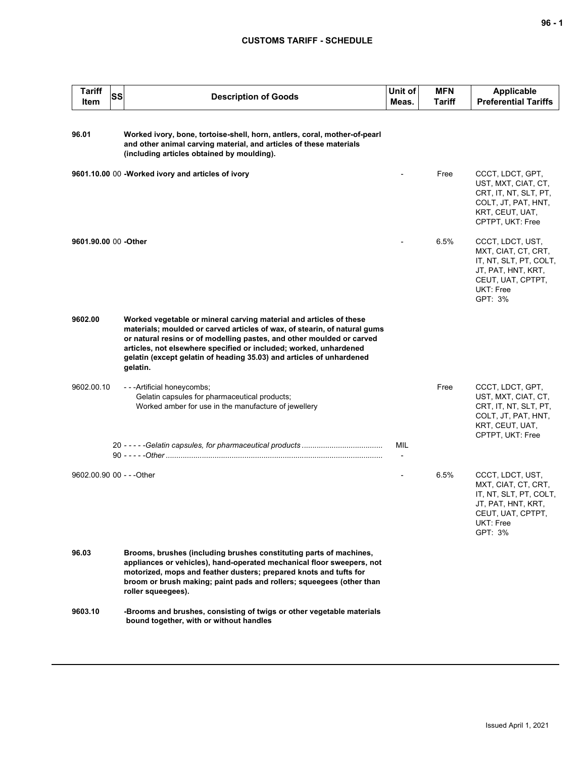| Tariff Item | SS | Description of Goods | Unit of Meas. | MFN Tariff | Applicable Preferential Tariffs |
|---|---|---|---|---|---|
| **96.01** | | **Worked ivory, bone, tortoise-shell, horn, antlers, coral, mother-of-pearl and other animal carving material, and articles of these materials (including articles obtained by moulding).** | | | |
| **9601.10.00** | 00 | **-Worked ivory and articles of ivory** | - | Free | CCCT, LDCT, GPT, UST, MXT, CIAT, CT, CRT, IT, NT, SLT, PT, COLT, JT, PAT, HNT, KRT, CEUT, UAT, CPTPT, UKT: Free |
| **9601.90.00** | 00 | **-Other** | - | 6.5% | CCCT, LDCT, UST, MXT, CIAT, CT, CRT, IT, NT, SLT, PT, COLT, JT, PAT, HNT, KRT, CEUT, UAT, CPTPT, UKT: Free<br>GPT: 3% |
| **9602.00** | | **Worked vegetable or mineral carving material and articles of these materials; moulded or carved articles of wax, of stearin, of natural gums or natural resins or of modelling pastes, and other moulded or carved articles, not elsewhere specified or included; worked, unhardened gelatin (except gelatin of heading 35.03) and articles of unhardened gelatin.** | | | |
| 9602.00.10 | | - - -Artificial honeycombs;<br>Gelatin capsules for pharmaceutical products;<br>Worked amber for use in the manufacture of jewellery | | Free | CCCT, LDCT, GPT, UST, MXT, CIAT, CT, CRT, IT, NT, SLT, PT, COLT, JT, PAT, HNT, KRT, CEUT, UAT, CPTPT, UKT: Free |
| | 20 | - - - - -*Gelatin capsules, for pharmaceutical products* | MIL | | |
| | 90 | - - - - -*Other* | - | | |
| 9602.00.90 | 00 | - - -Other | - | 6.5% | CCCT, LDCT, UST, MXT, CIAT, CT, CRT, IT, NT, SLT, PT, COLT, JT, PAT, HNT, KRT, CEUT, UAT, CPTPT, UKT: Free<br>GPT: 3% |
| **96.03** | | **Brooms, brushes (including brushes constituting parts of machines, appliances or vehicles), hand-operated mechanical floor sweepers, not motorized, mops and feather dusters; prepared knots and tufts for broom or brush making; paint pads and rollers; squeegees (other than roller squeegees).** | | | |
| **9603.10** | | **-Brooms and brushes, consisting of twigs or other vegetable materials bound together, with or without handles** | | | |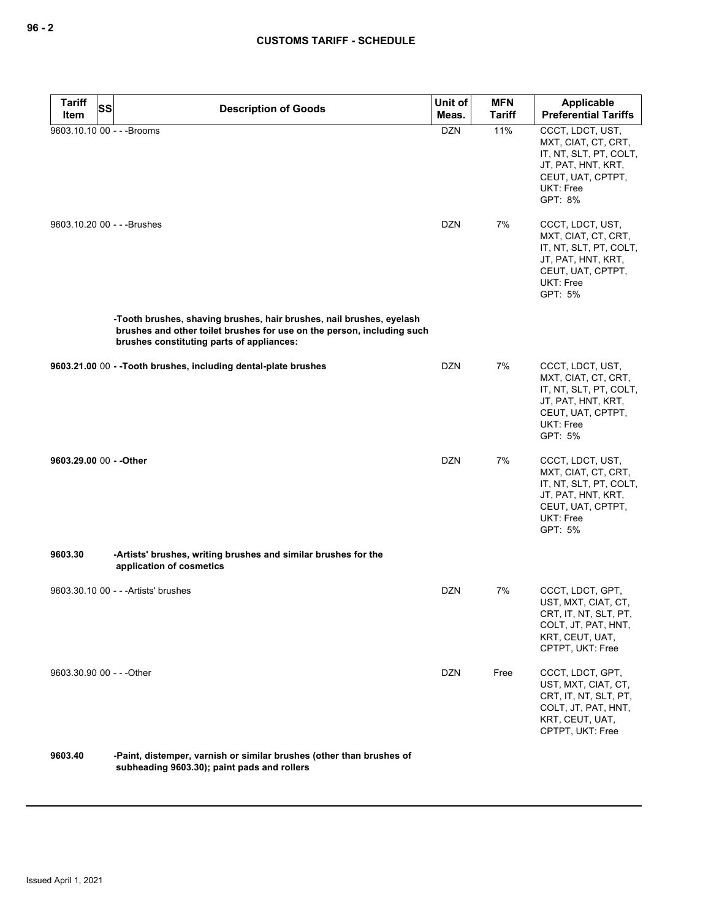| Tariff Item | SS | Description of Goods | Unit of Meas. | MFN Tariff | Applicable Preferential Tariffs |
|---|---|---|---|---|---|
| 9603.10.10 | 00 | - - -Brooms | DZN | 11% | CCCT, LDCT, UST, MXT, CIAT, CT, CRT, IT, NT, SLT, PT, COLT, JT, PAT, HNT, KRT, CEUT, UAT, CPTPT, UKT: Free<br>GPT: 8% |
| 9603.10.20 | 00 | - - -Brushes | DZN | 7% | CCCT, LDCT, UST, MXT, CIAT, CT, CRT, IT, NT, SLT, PT, COLT, JT, PAT, HNT, KRT, CEUT, UAT, CPTPT, UKT: Free<br>GPT: 5% |
| | | **-Tooth brushes, shaving brushes, hair brushes, nail brushes, eyelash brushes and other toilet brushes for use on the person, including such brushes constituting parts of appliances:** | | | |
| **9603.21.00** | 00 | **- -Tooth brushes, including dental-plate brushes** | DZN | 7% | CCCT, LDCT, UST, MXT, CIAT, CT, CRT, IT, NT, SLT, PT, COLT, JT, PAT, HNT, KRT, CEUT, UAT, CPTPT, UKT: Free<br>GPT: 5% |
| **9603.29.00** | 00 | **- -Other** | DZN | 7% | CCCT, LDCT, UST, MXT, CIAT, CT, CRT, IT, NT, SLT, PT, COLT, JT, PAT, HNT, KRT, CEUT, UAT, CPTPT, UKT: Free<br>GPT: 5% |
| **9603.30** | | **-Artists' brushes, writing brushes and similar brushes for the application of cosmetics** | | | |
| 9603.30.10 | 00 | - - -Artists' brushes | DZN | 7% | CCCT, LDCT, GPT, UST, MXT, CIAT, CT, CRT, IT, NT, SLT, PT, COLT, JT, PAT, HNT, KRT, CEUT, UAT, CPTPT, UKT: Free |
| 9603.30.90 | 00 | - - -Other | DZN | Free | CCCT, LDCT, GPT, UST, MXT, CIAT, CT, CRT, IT, NT, SLT, PT, COLT, JT, PAT, HNT, KRT, CEUT, UAT, CPTPT, UKT: Free |
| **9603.40** | | **-Paint, distemper, varnish or similar brushes (other than brushes of subheading 9603.30); paint pads and rollers** | | | |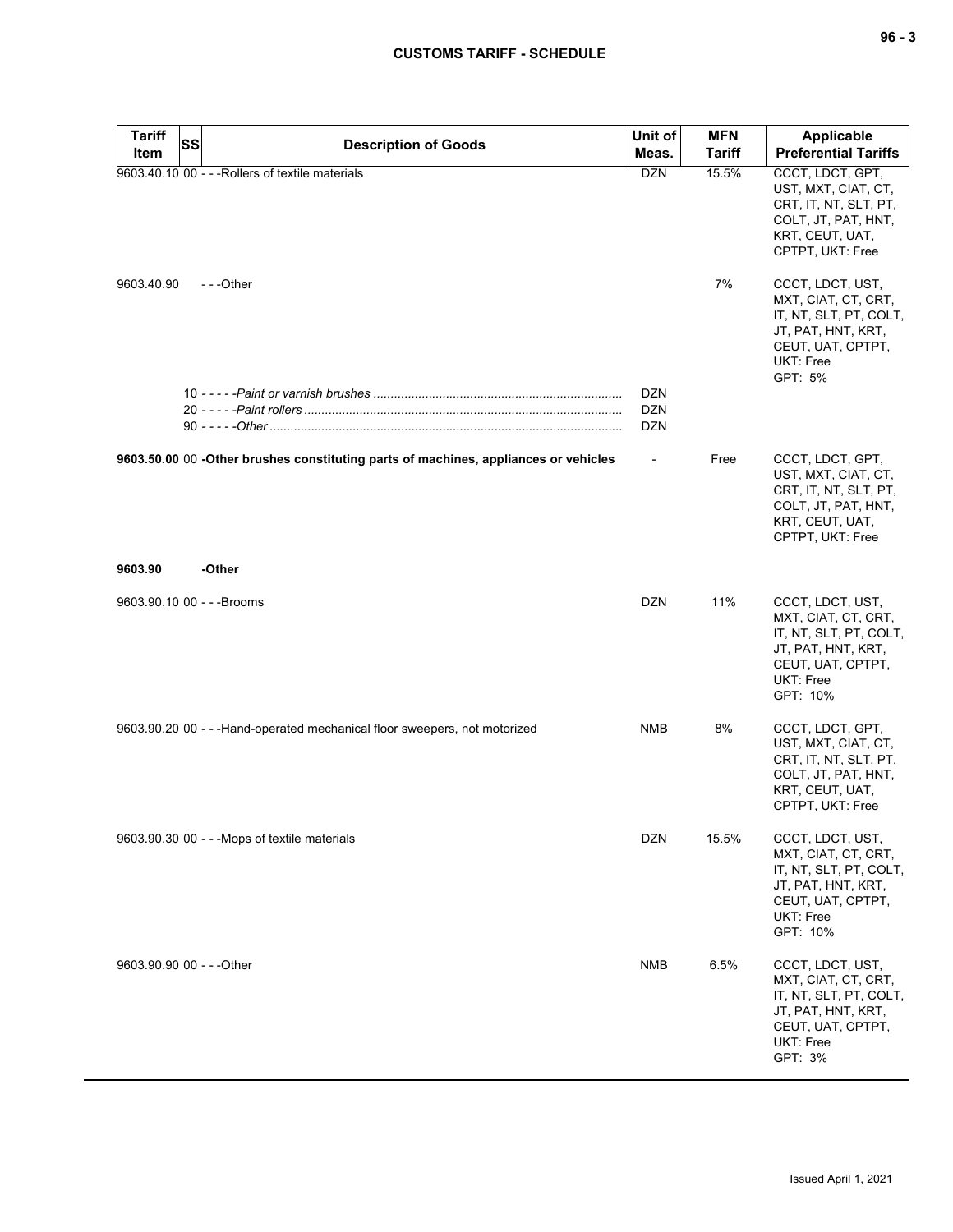| Tariff Item | SS | Description of Goods | Unit of Meas. | MFN Tariff | Applicable Preferential Tariffs |
|---|---|---|---|---|---|
| 9603.40.10 | 00 | - - -Rollers of textile materials | DZN | 15.5% | CCCT, LDCT, GPT, UST, MXT, CIAT, CT, CRT, IT, NT, SLT, PT, COLT, JT, PAT, HNT, KRT, CEUT, UAT, CPTPT, UKT: Free |
| 9603.40.90 | | - - -Other | | 7% | CCCT, LDCT, UST, MXT, CIAT, CT, CRT, IT, NT, SLT, PT, COLT, JT, PAT, HNT, KRT, CEUT, UAT, CPTPT, UKT: Free<br>GPT: 5% |
| | 10 | - - - - -*Paint or varnish brushes* | DZN | | |
| | 20 | - - - - -*Paint rollers* | DZN | | |
| | 90 | - - - - -*Other* | DZN | | |
| **9603.50.00** | 00 | **-Other brushes constituting parts of machines, appliances or vehicles** | - | Free | CCCT, LDCT, GPT, UST, MXT, CIAT, CT, CRT, IT, NT, SLT, PT, COLT, JT, PAT, HNT, KRT, CEUT, UAT, CPTPT, UKT: Free |
| **9603.90** | | **-Other** | | | |
| 9603.90.10 | 00 | - - -Brooms | DZN | 11% | CCCT, LDCT, UST, MXT, CIAT, CT, CRT, IT, NT, SLT, PT, COLT, JT, PAT, HNT, KRT, CEUT, UAT, CPTPT, UKT: Free<br>GPT: 10% |
| 9603.90.20 | 00 | - - -Hand-operated mechanical floor sweepers, not motorized | NMB | 8% | CCCT, LDCT, GPT, UST, MXT, CIAT, CT, CRT, IT, NT, SLT, PT, COLT, JT, PAT, HNT, KRT, CEUT, UAT, CPTPT, UKT: Free |
| 9603.90.30 | 00 | - - -Mops of textile materials | DZN | 15.5% | CCCT, LDCT, UST, MXT, CIAT, CT, CRT, IT, NT, SLT, PT, COLT, JT, PAT, HNT, KRT, CEUT, UAT, CPTPT, UKT: Free<br>GPT: 10% |
| 9603.90.90 | 00 | - - -Other | NMB | 6.5% | CCCT, LDCT, UST, MXT, CIAT, CT, CRT, IT, NT, SLT, PT, COLT, JT, PAT, HNT, KRT, CEUT, UAT, CPTPT, UKT: Free<br>GPT: 3% |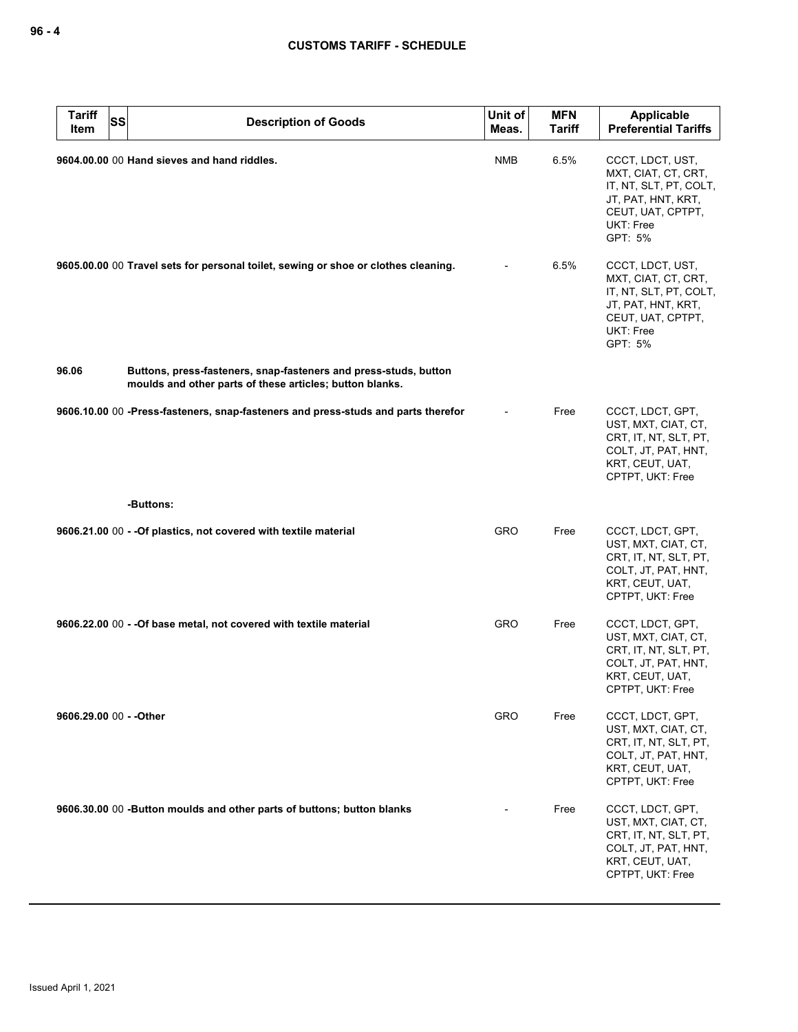## CUSTOMS TARIFF - SCHEDULE

| Tariff Item | SS | Description of Goods | Unit of Meas. | MFN Tariff | Applicable Preferential Tariffs |
|---|---|---|---|---|---|
| 9604.00.00 | 00 | **Hand sieves and hand riddles.** | NMB | 6.5% | CCCT, LDCT, UST, MXT, CIAT, CT, CRT, IT, NT, SLT, PT, COLT, JT, PAT, HNT, KRT, CEUT, UAT, CPTPT, UKT: Free<br>GPT: 5% |
| 9605.00.00 | 00 | **Travel sets for personal toilet, sewing or shoe or clothes cleaning.** | - | 6.5% | CCCT, LDCT, UST, MXT, CIAT, CT, CRT, IT, NT, SLT, PT, COLT, JT, PAT, HNT, KRT, CEUT, UAT, CPTPT, UKT: Free<br>GPT: 5% |
| 96.06 | | **Buttons, press-fasteners, snap-fasteners and press-studs, button moulds and other parts of these articles; button blanks.** | | | |
| 9606.10.00 | 00 | **-Press-fasteners, snap-fasteners and press-studs and parts therefor** | - | Free | CCCT, LDCT, GPT, UST, MXT, CIAT, CT, CRT, IT, NT, SLT, PT, COLT, JT, PAT, HNT, KRT, CEUT, UAT, CPTPT, UKT: Free |
| | | **-Buttons:** | | | |
| 9606.21.00 | 00 | **- -Of plastics, not covered with textile material** | GRO | Free | CCCT, LDCT, GPT, UST, MXT, CIAT, CT, CRT, IT, NT, SLT, PT, COLT, JT, PAT, HNT, KRT, CEUT, UAT, CPTPT, UKT: Free |
| 9606.22.00 | 00 | **- -Of base metal, not covered with textile material** | GRO | Free | CCCT, LDCT, GPT, UST, MXT, CIAT, CT, CRT, IT, NT, SLT, PT, COLT, JT, PAT, HNT, KRT, CEUT, UAT, CPTPT, UKT: Free |
| 9606.29.00 | 00 | **- -Other** | GRO | Free | CCCT, LDCT, GPT, UST, MXT, CIAT, CT, CRT, IT, NT, SLT, PT, COLT, JT, PAT, HNT, KRT, CEUT, UAT, CPTPT, UKT: Free |
| 9606.30.00 | 00 | **-Button moulds and other parts of buttons; button blanks** | - | Free | CCCT, LDCT, GPT, UST, MXT, CIAT, CT, CRT, IT, NT, SLT, PT, COLT, JT, PAT, HNT, KRT, CEUT, UAT, CPTPT, UKT: Free |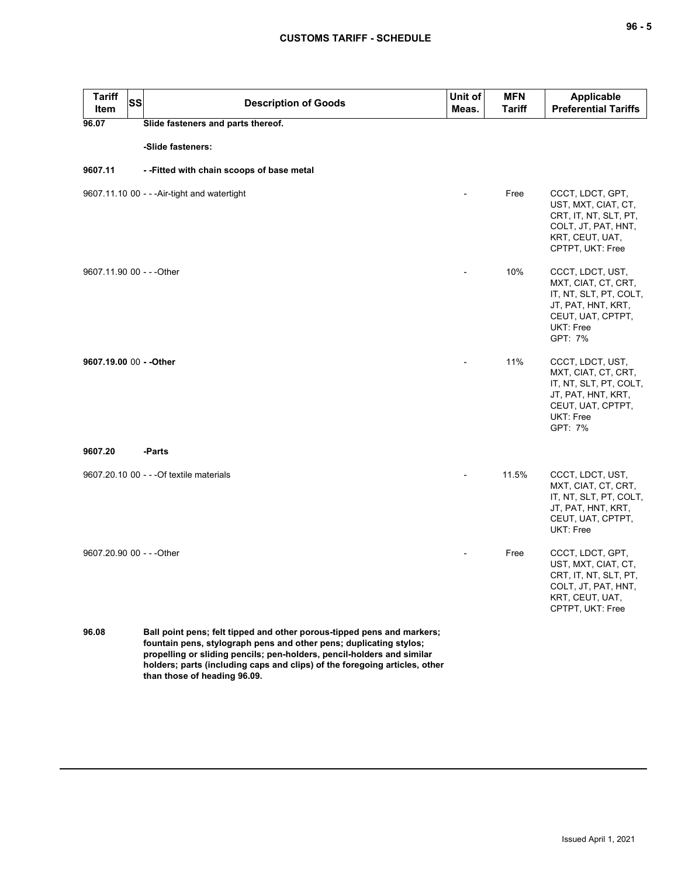| Tariff Item | SS | Description of Goods | Unit of Meas. | MFN Tariff | Applicable Preferential Tariffs |
|---|---|---|---|---|---|
| **96.07** | | **Slide fasteners and parts thereof.** | | | |
| | | **-Slide fasteners:** | | | |
| **9607.11** | | **- -Fitted with chain scoops of base metal** | | | |
| 9607.11.10 | 00 | - - -Air-tight and watertight | - | Free | CCCT, LDCT, GPT, UST, MXT, CIAT, CT, CRT, IT, NT, SLT, PT, COLT, JT, PAT, HNT, KRT, CEUT, UAT, CPTPT, UKT: Free |
| 9607.11.90 | 00 | - - -Other | - | 10% | CCCT, LDCT, UST, MXT, CIAT, CT, CRT, IT, NT, SLT, PT, COLT, JT, PAT, HNT, KRT, CEUT, UAT, CPTPT, UKT: Free<br>GPT: 7% |
| **9607.19.00** | 00 | **- -Other** | - | 11% | CCCT, LDCT, UST, MXT, CIAT, CT, CRT, IT, NT, SLT, PT, COLT, JT, PAT, HNT, KRT, CEUT, UAT, CPTPT, UKT: Free<br>GPT: 7% |
| **9607.20** | | **-Parts** | | | |
| 9607.20.10 | 00 | - - -Of textile materials | - | 11.5% | CCCT, LDCT, UST, MXT, CIAT, CT, CRT, IT, NT, SLT, PT, COLT, JT, PAT, HNT, KRT, CEUT, UAT, CPTPT, UKT: Free |
| 9607.20.90 | 00 | - - -Other | - | Free | CCCT, LDCT, GPT, UST, MXT, CIAT, CT, CRT, IT, NT, SLT, PT, COLT, JT, PAT, HNT, KRT, CEUT, UAT, CPTPT, UKT: Free |
| **96.08** | | **Ball point pens; felt tipped and other porous-tipped pens and markers; fountain pens, stylograph pens and other pens; duplicating stylos; propelling or sliding pencils; pen-holders, pencil-holders and similar holders; parts (including caps and clips) of the foregoing articles, other than those of heading 96.09.** | | | |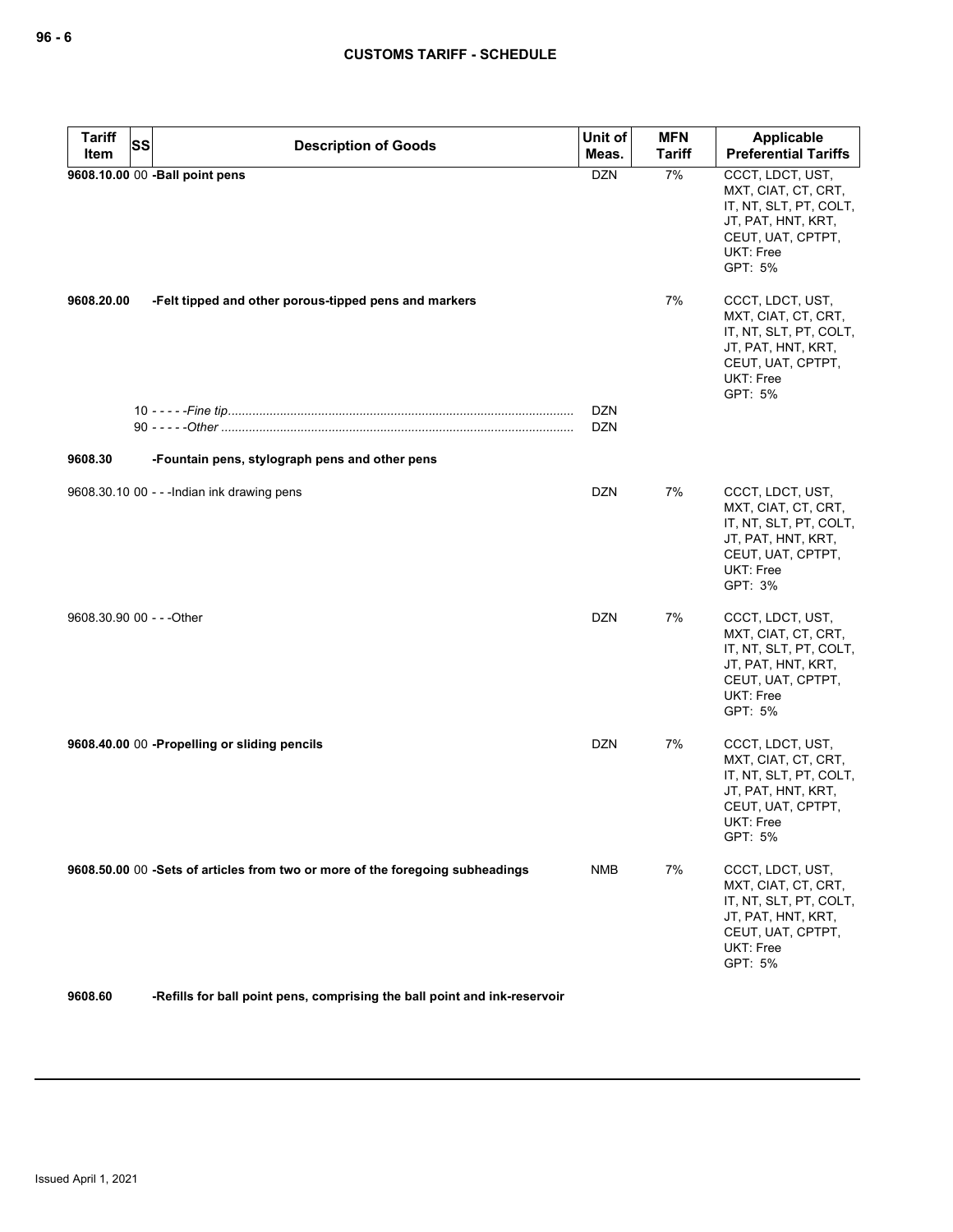| Tariff Item | SS | Description of Goods | Unit of Meas. | MFN Tariff | Applicable Preferential Tariffs |
|---|---|---|---|---|---|
| **9608.10.00** | 00 | **-Ball point pens** | DZN | 7% | CCCT, LDCT, UST, MXT, CIAT, CT, CRT, IT, NT, SLT, PT, COLT, JT, PAT, HNT, KRT, CEUT, UAT, CPTPT, UKT: Free<br>GPT: 5% |
| **9608.20.00** | | **-Felt tipped and other porous-tipped pens and markers** | | 7% | CCCT, LDCT, UST, MXT, CIAT, CT, CRT, IT, NT, SLT, PT, COLT, JT, PAT, HNT, KRT, CEUT, UAT, CPTPT, UKT: Free<br>GPT: 5% |
| | 10 | - - - - -*Fine tip* | DZN | | |
| | 90 | - - - - -*Other* | DZN | | |
| **9608.30** | | **-Fountain pens, stylograph pens and other pens** | | | |
| 9608.30.10 | 00 | - - -Indian ink drawing pens | DZN | 7% | CCCT, LDCT, UST, MXT, CIAT, CT, CRT, IT, NT, SLT, PT, COLT, JT, PAT, HNT, KRT, CEUT, UAT, CPTPT, UKT: Free<br>GPT: 3% |
| 9608.30.90 | 00 | - - -Other | DZN | 7% | CCCT, LDCT, UST, MXT, CIAT, CT, CRT, IT, NT, SLT, PT, COLT, JT, PAT, HNT, KRT, CEUT, UAT, CPTPT, UKT: Free<br>GPT: 5% |
| **9608.40.00** | 00 | **-Propelling or sliding pencils** | DZN | 7% | CCCT, LDCT, UST, MXT, CIAT, CT, CRT, IT, NT, SLT, PT, COLT, JT, PAT, HNT, KRT, CEUT, UAT, CPTPT, UKT: Free<br>GPT: 5% |
| **9608.50.00** | 00 | **-Sets of articles from two or more of the foregoing subheadings** | NMB | 7% | CCCT, LDCT, UST, MXT, CIAT, CT, CRT, IT, NT, SLT, PT, COLT, JT, PAT, HNT, KRT, CEUT, UAT, CPTPT, UKT: Free<br>GPT: 5% |
| **9608.60** | | **-Refills for ball point pens, comprising the ball point and ink-reservoir** | | | |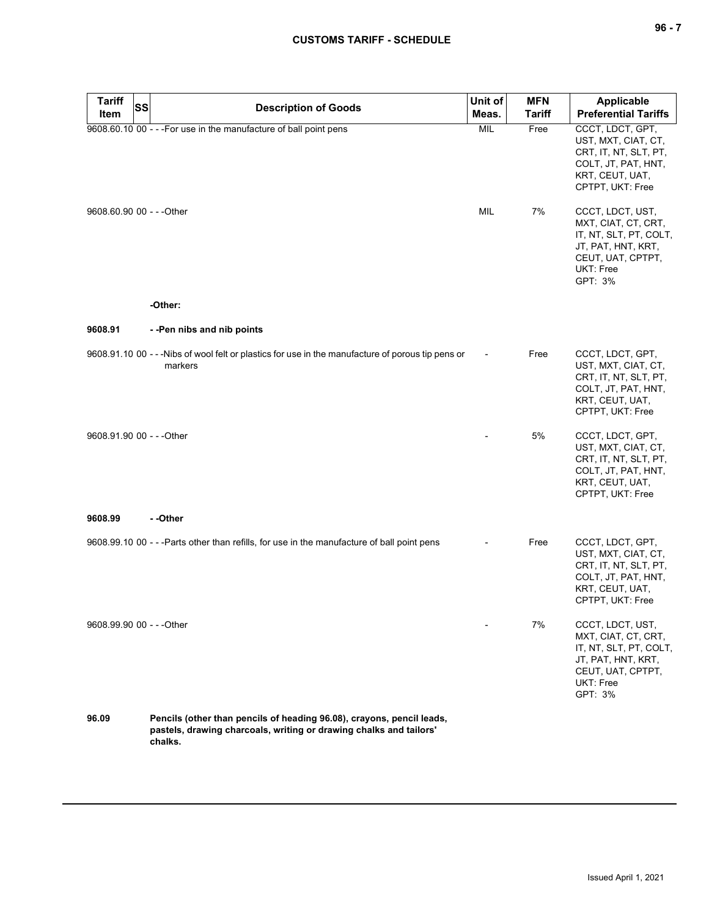| Tariff Item | SS | Description of Goods | Unit of Meas. | MFN Tariff | Applicable Preferential Tariffs |
|---|---|---|---|---|---|
| 9608.60.10 | 00 | - - -For use in the manufacture of ball point pens | MIL | Free | CCCT, LDCT, GPT, UST, MXT, CIAT, CT, CRT, IT, NT, SLT, PT, COLT, JT, PAT, HNT, KRT, CEUT, UAT, CPTPT, UKT: Free |
| 9608.60.90 | 00 | - - -Other | MIL | 7% | CCCT, LDCT, UST, MXT, CIAT, CT, CRT, IT, NT, SLT, PT, COLT, JT, PAT, HNT, KRT, CEUT, UAT, CPTPT, UKT: Free<br>GPT: 3% |
| | | **-Other:** | | | |
| **9608.91** | | **- -Pen nibs and nib points** | | | |
| 9608.91.10 | 00 | - - -Nibs of wool felt or plastics for use in the manufacture of porous tip pens or markers | - | Free | CCCT, LDCT, GPT, UST, MXT, CIAT, CT, CRT, IT, NT, SLT, PT, COLT, JT, PAT, HNT, KRT, CEUT, UAT, CPTPT, UKT: Free |
| 9608.91.90 | 00 | - - -Other | - | 5% | CCCT, LDCT, GPT, UST, MXT, CIAT, CT, CRT, IT, NT, SLT, PT, COLT, JT, PAT, HNT, KRT, CEUT, UAT, CPTPT, UKT: Free |
| **9608.99** | | **- -Other** | | | |
| 9608.99.10 | 00 | - - -Parts other than refills, for use in the manufacture of ball point pens | - | Free | CCCT, LDCT, GPT, UST, MXT, CIAT, CT, CRT, IT, NT, SLT, PT, COLT, JT, PAT, HNT, KRT, CEUT, UAT, CPTPT, UKT: Free |
| 9608.99.90 | 00 | - - -Other | - | 7% | CCCT, LDCT, UST, MXT, CIAT, CT, CRT, IT, NT, SLT, PT, COLT, JT, PAT, HNT, KRT, CEUT, UAT, CPTPT, UKT: Free<br>GPT: 3% |
| **96.09** | | **Pencils (other than pencils of heading 96.08), crayons, pencil leads, pastels, drawing charcoals, writing or drawing chalks and tailors' chalks.** | | | |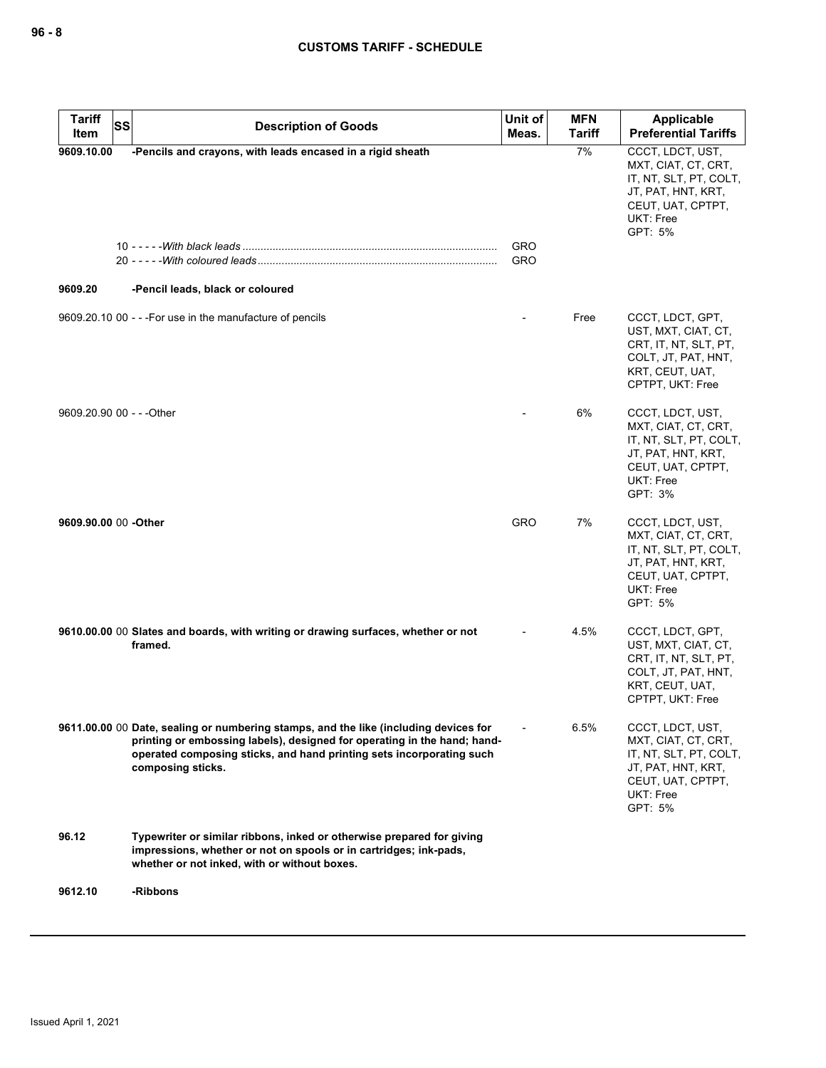| Tariff Item | SS | Description of Goods | Unit of Meas. | MFN Tariff | Applicable Preferential Tariffs |
|---|---|---|---|---|---|
| 9609.10.00 | | -Pencils and crayons, with leads encased in a rigid sheath | | 7% | CCCT, LDCT, UST, MXT, CIAT, CT, CRT, IT, NT, SLT, PT, COLT, JT, PAT, HNT, KRT, CEUT, UAT, CPTPT, UKT: Free<br>GPT: 5% |
| | 10 | - - - - -*With black leads* | GRO | | |
| | 20 | - - - - -*With coloured leads* | GRO | | |
| 9609.20 | | -Pencil leads, black or coloured | | | |
| 9609.20.10 | 00 | - - -For use in the manufacture of pencils | - | Free | CCCT, LDCT, GPT, UST, MXT, CIAT, CT, CRT, IT, NT, SLT, PT, COLT, JT, PAT, HNT, KRT, CEUT, UAT, CPTPT, UKT: Free |
| 9609.20.90 | 00 | - - -Other | - | 6% | CCCT, LDCT, UST, MXT, CIAT, CT, CRT, IT, NT, SLT, PT, COLT, JT, PAT, HNT, KRT, CEUT, UAT, CPTPT, UKT: Free<br>GPT: 3% |
| 9609.90.00 | 00 | -Other | GRO | 7% | CCCT, LDCT, UST, MXT, CIAT, CT, CRT, IT, NT, SLT, PT, COLT, JT, PAT, HNT, KRT, CEUT, UAT, CPTPT, UKT: Free<br>GPT: 5% |
| 9610.00.00 | 00 | Slates and boards, with writing or drawing surfaces, whether or not framed. | - | 4.5% | CCCT, LDCT, GPT, UST, MXT, CIAT, CT, CRT, IT, NT, SLT, PT, COLT, JT, PAT, HNT, KRT, CEUT, UAT, CPTPT, UKT: Free |
| 9611.00.00 | 00 | Date, sealing or numbering stamps, and the like (including devices for printing or embossing labels), designed for operating in the hand; hand-operated composing sticks, and hand printing sets incorporating such composing sticks. | - | 6.5% | CCCT, LDCT, UST, MXT, CIAT, CT, CRT, IT, NT, SLT, PT, COLT, JT, PAT, HNT, KRT, CEUT, UAT, CPTPT, UKT: Free<br>GPT: 5% |
| 96.12 | | Typewriter or similar ribbons, inked or otherwise prepared for giving impressions, whether or not on spools or in cartridges; ink-pads, whether or not inked, with or without boxes. | | | |
| 9612.10 | | -Ribbons | | | |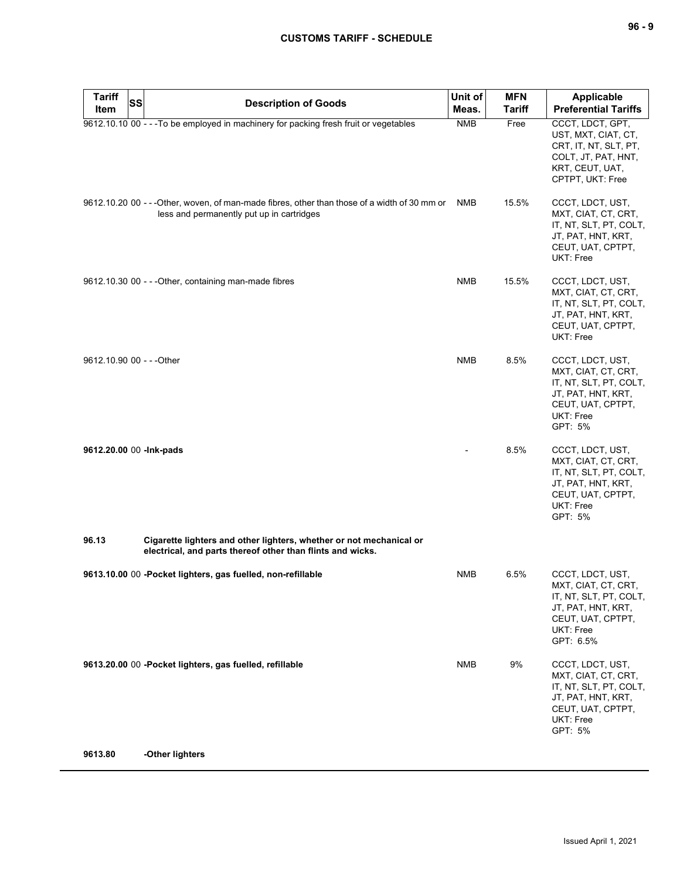| Tariff Item | SS | Description of Goods | Unit of Meas. | MFN Tariff | Applicable Preferential Tariffs |
|---|---|---|---|---|---|
| 9612.10.10 | 00 | - - -To be employed in machinery for packing fresh fruit or vegetables | NMB | Free | CCCT, LDCT, GPT, UST, MXT, CIAT, CT, CRT, IT, NT, SLT, PT, COLT, JT, PAT, HNT, KRT, CEUT, UAT, CPTPT, UKT: Free |
| 9612.10.20 | 00 | - - -Other, woven, of man-made fibres, other than those of a width of 30 mm or less and permanently put up in cartridges | NMB | 15.5% | CCCT, LDCT, UST, MXT, CIAT, CT, CRT, IT, NT, SLT, PT, COLT, JT, PAT, HNT, KRT, CEUT, UAT, CPTPT, UKT: Free |
| 9612.10.30 | 00 | - - -Other, containing man-made fibres | NMB | 15.5% | CCCT, LDCT, UST, MXT, CIAT, CT, CRT, IT, NT, SLT, PT, COLT, JT, PAT, HNT, KRT, CEUT, UAT, CPTPT, UKT: Free |
| 9612.10.90 | 00 | - - -Other | NMB | 8.5% | CCCT, LDCT, UST, MXT, CIAT, CT, CRT, IT, NT, SLT, PT, COLT, JT, PAT, HNT, KRT, CEUT, UAT, CPTPT, UKT: Free<br>GPT: 5% |
| **9612.20.00** | 00 | **-Ink-pads** | - | 8.5% | CCCT, LDCT, UST, MXT, CIAT, CT, CRT, IT, NT, SLT, PT, COLT, JT, PAT, HNT, KRT, CEUT, UAT, CPTPT, UKT: Free<br>GPT: 5% |
| **96.13** | | **Cigarette lighters and other lighters, whether or not mechanical or electrical, and parts thereof other than flints and wicks.** | | | |
| **9613.10.00** | 00 | **-Pocket lighters, gas fuelled, non-refillable** | NMB | 6.5% | CCCT, LDCT, UST, MXT, CIAT, CT, CRT, IT, NT, SLT, PT, COLT, JT, PAT, HNT, KRT, CEUT, UAT, CPTPT, UKT: Free<br>GPT: 6.5% |
| **9613.20.00** | 00 | **-Pocket lighters, gas fuelled, refillable** | NMB | 9% | CCCT, LDCT, UST, MXT, CIAT, CT, CRT, IT, NT, SLT, PT, COLT, JT, PAT, HNT, KRT, CEUT, UAT, CPTPT, UKT: Free<br>GPT: 5% |
| **9613.80** | | **-Other lighters** | | | |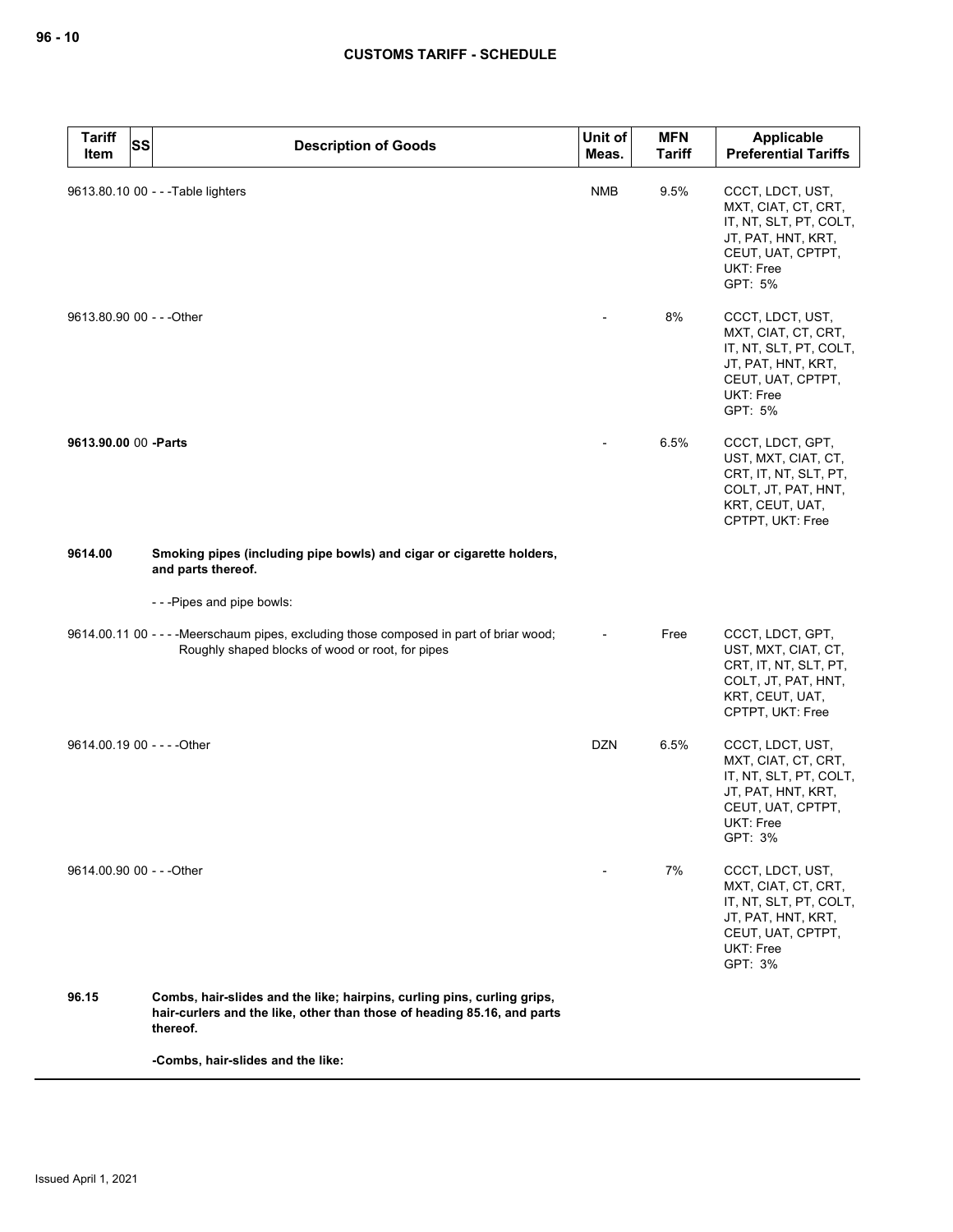| Tariff Item | SS | Description of Goods | Unit of Meas. | MFN Tariff | Applicable Preferential Tariffs |
|---|---|---|---|---|---|
| 9613.80.10 | 00 | - - -Table lighters | NMB | 9.5% | CCCT, LDCT, UST, MXT, CIAT, CT, CRT, IT, NT, SLT, PT, COLT, JT, PAT, HNT, KRT, CEUT, UAT, CPTPT, UKT: Free<br>GPT: 5% |
| 9613.80.90 | 00 | - - -Other | - | 8% | CCCT, LDCT, UST, MXT, CIAT, CT, CRT, IT, NT, SLT, PT, COLT, JT, PAT, HNT, KRT, CEUT, UAT, CPTPT, UKT: Free<br>GPT: 5% |
| **9613.90.00** | 00 | **-Parts** | - | 6.5% | CCCT, LDCT, GPT, UST, MXT, CIAT, CT, CRT, IT, NT, SLT, PT, COLT, JT, PAT, HNT, KRT, CEUT, UAT, CPTPT, UKT: Free |
| **9614.00** | | **Smoking pipes (including pipe bowls) and cigar or cigarette holders, and parts thereof.** | | | |
| | | - - -Pipes and pipe bowls: | | | |
| 9614.00.11 | 00 | - - - -Meerschaum pipes, excluding those composed in part of briar wood; Roughly shaped blocks of wood or root, for pipes | - | Free | CCCT, LDCT, GPT, UST, MXT, CIAT, CT, CRT, IT, NT, SLT, PT, COLT, JT, PAT, HNT, KRT, CEUT, UAT, CPTPT, UKT: Free |
| 9614.00.19 | 00 | - - - -Other | DZN | 6.5% | CCCT, LDCT, UST, MXT, CIAT, CT, CRT, IT, NT, SLT, PT, COLT, JT, PAT, HNT, KRT, CEUT, UAT, CPTPT, UKT: Free<br>GPT: 3% |
| 9614.00.90 | 00 | - - -Other | - | 7% | CCCT, LDCT, UST, MXT, CIAT, CT, CRT, IT, NT, SLT, PT, COLT, JT, PAT, HNT, KRT, CEUT, UAT, CPTPT, UKT: Free<br>GPT: 3% |
| **96.15** | | **Combs, hair-slides and the like; hairpins, curling pins, curling grips, hair-curlers and the like, other than those of heading 85.16, and parts thereof.** | | | |
| | | **-Combs, hair-slides and the like:** | | | |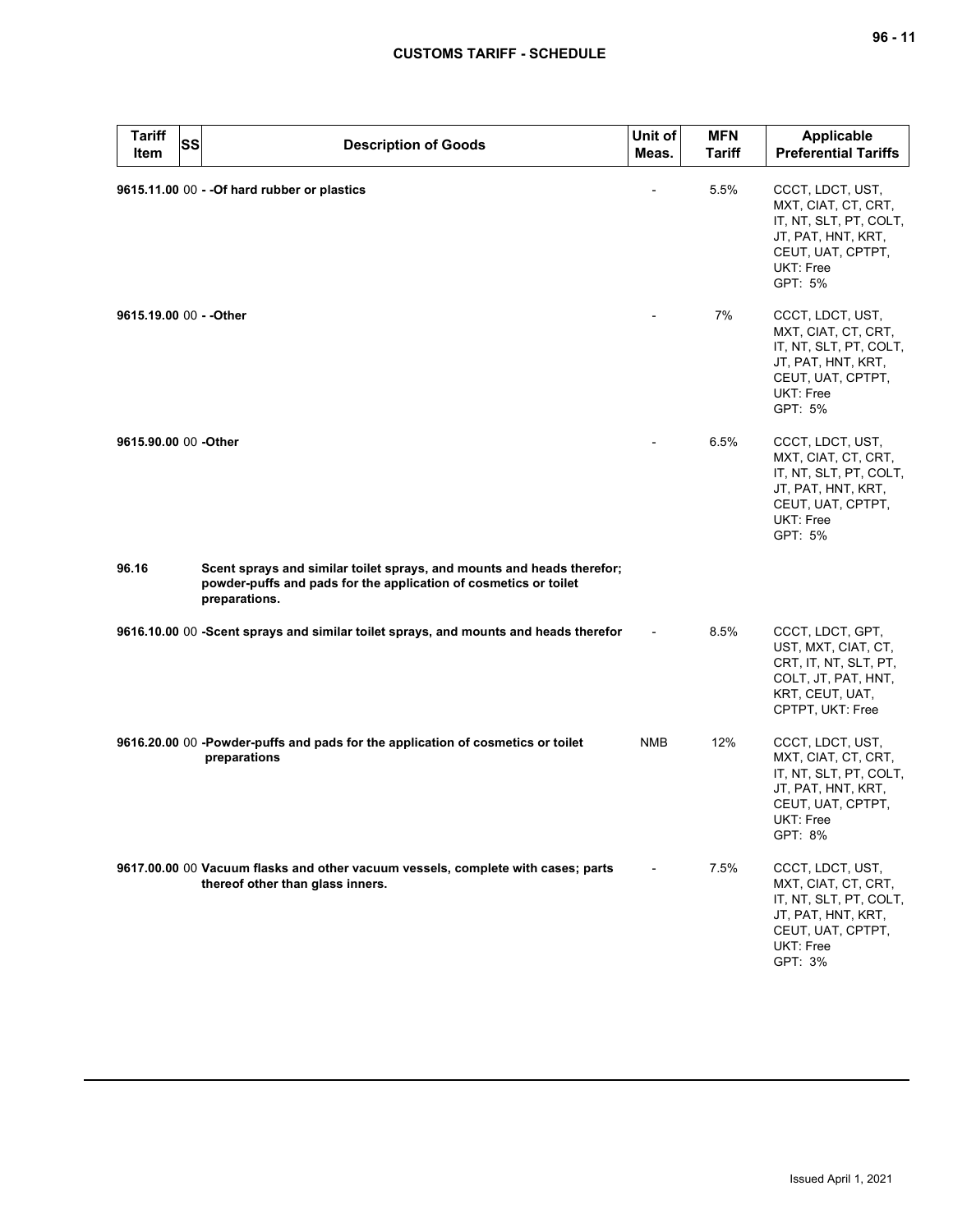| Tariff Item | SS | Description of Goods | Unit of Meas. | MFN Tariff | Applicable Preferential Tariffs |
|---|---|---|---|---|---|
| 9615.11.00 | 00 | - -Of hard rubber or plastics | - | 5.5% | CCCT, LDCT, UST, MXT, CIAT, CT, CRT, IT, NT, SLT, PT, COLT, JT, PAT, HNT, KRT, CEUT, UAT, CPTPT, UKT: Free<br>GPT: 5% |
| 9615.19.00 | 00 | - -Other | - | 7% | CCCT, LDCT, UST, MXT, CIAT, CT, CRT, IT, NT, SLT, PT, COLT, JT, PAT, HNT, KRT, CEUT, UAT, CPTPT, UKT: Free<br>GPT: 5% |
| 9615.90.00 | 00 | -Other | - | 6.5% | CCCT, LDCT, UST, MXT, CIAT, CT, CRT, IT, NT, SLT, PT, COLT, JT, PAT, HNT, KRT, CEUT, UAT, CPTPT, UKT: Free<br>GPT: 5% |
| 96.16 | | Scent sprays and similar toilet sprays, and mounts and heads therefor; powder-puffs and pads for the application of cosmetics or toilet preparations. | | | |
| 9616.10.00 | 00 | -Scent sprays and similar toilet sprays, and mounts and heads therefor | - | 8.5% | CCCT, LDCT, GPT, UST, MXT, CIAT, CT, CRT, IT, NT, SLT, PT, COLT, JT, PAT, HNT, KRT, CEUT, UAT, CPTPT, UKT: Free |
| 9616.20.00 | 00 | -Powder-puffs and pads for the application of cosmetics or toilet preparations | NMB | 12% | CCCT, LDCT, UST, MXT, CIAT, CT, CRT, IT, NT, SLT, PT, COLT, JT, PAT, HNT, KRT, CEUT, UAT, CPTPT, UKT: Free<br>GPT: 8% |
| 9617.00.00 | 00 | Vacuum flasks and other vacuum vessels, complete with cases; parts thereof other than glass inners. | - | 7.5% | CCCT, LDCT, UST, MXT, CIAT, CT, CRT, IT, NT, SLT, PT, COLT, JT, PAT, HNT, KRT, CEUT, UAT, CPTPT, UKT: Free<br>GPT: 3% |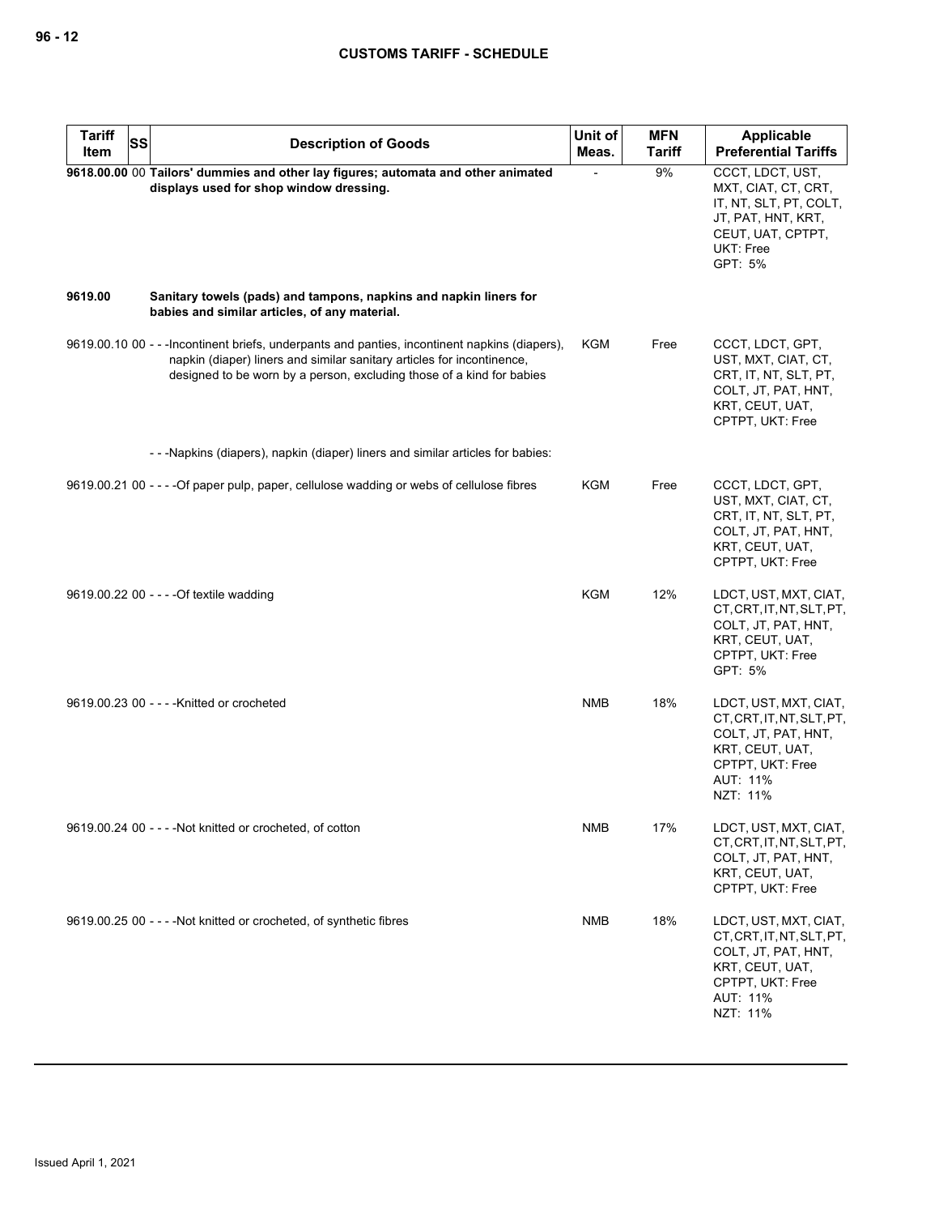| Tariff Item | SS | Description of Goods | Unit of Meas. | MFN Tariff | Applicable Preferential Tariffs |
|---|---|---|---|---|---|
| **9618.00.00** | 00 | **Tailors' dummies and other lay figures; automata and other animated displays used for shop window dressing.** | - | 9% | CCCT, LDCT, UST, MXT, CIAT, CT, CRT, IT, NT, SLT, PT, COLT, JT, PAT, HNT, KRT, CEUT, UAT, CPTPT, UKT: Free<br>GPT: 5% |
| **9619.00** | | **Sanitary towels (pads) and tampons, napkins and napkin liners for babies and similar articles, of any material.** | | | |
| 9619.00.10 | 00 | - - -Incontinent briefs, underpants and panties, incontinent napkins (diapers), napkin (diaper) liners and similar sanitary articles for incontinence, designed to be worn by a person, excluding those of a kind for babies | KGM | Free | CCCT, LDCT, GPT, UST, MXT, CIAT, CT, CRT, IT, NT, SLT, PT, COLT, JT, PAT, HNT, KRT, CEUT, UAT, CPTPT, UKT: Free |
| | | - - -Napkins (diapers), napkin (diaper) liners and similar articles for babies: | | | |
| 9619.00.21 | 00 | - - - -Of paper pulp, paper, cellulose wadding or webs of cellulose fibres | KGM | Free | CCCT, LDCT, GPT, UST, MXT, CIAT, CT, CRT, IT, NT, SLT, PT, COLT, JT, PAT, HNT, KRT, CEUT, UAT, CPTPT, UKT: Free |
| 9619.00.22 | 00 | - - - -Of textile wadding | KGM | 12% | LDCT, UST, MXT, CIAT, CT, CRT, IT, NT, SLT, PT, COLT, JT, PAT, HNT, KRT, CEUT, UAT, CPTPT, UKT: Free<br>GPT: 5% |
| 9619.00.23 | 00 | - - - -Knitted or crocheted | NMB | 18% | LDCT, UST, MXT, CIAT, CT, CRT, IT, NT, SLT, PT, COLT, JT, PAT, HNT, KRT, CEUT, UAT, CPTPT, UKT: Free<br>AUT: 11%<br>NZT: 11% |
| 9619.00.24 | 00 | - - - -Not knitted or crocheted, of cotton | NMB | 17% | LDCT, UST, MXT, CIAT, CT, CRT, IT, NT, SLT, PT, COLT, JT, PAT, HNT, KRT, CEUT, UAT, CPTPT, UKT: Free |
| 9619.00.25 | 00 | - - - -Not knitted or crocheted, of synthetic fibres | NMB | 18% | LDCT, UST, MXT, CIAT, CT, CRT, IT, NT, SLT, PT, COLT, JT, PAT, HNT, KRT, CEUT, UAT, CPTPT, UKT: Free<br>AUT: 11%<br>NZT: 11% |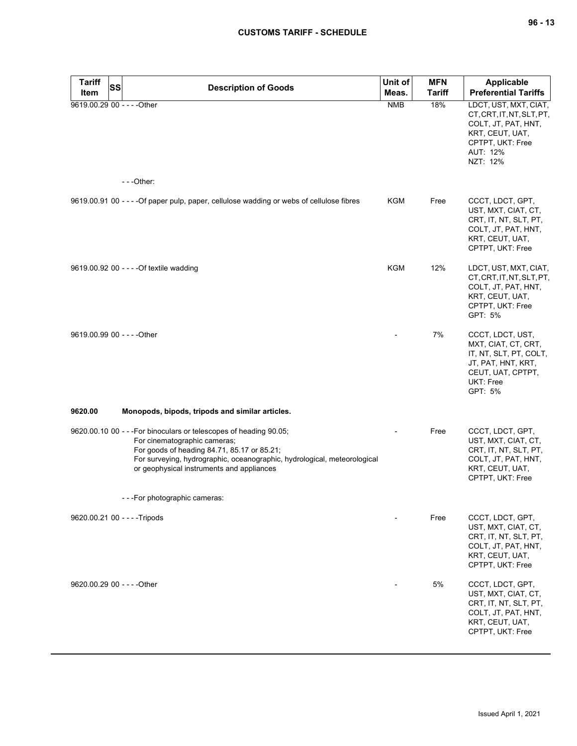| Tariff Item | SS | Description of Goods | Unit of Meas. | MFN Tariff | Applicable Preferential Tariffs |
|---|---|---|---|---|---|
| 9619.00.29 | 00 | - - - -Other | NMB | 18% | LDCT, UST, MXT, CIAT, CT, CRT, IT, NT, SLT, PT, COLT, JT, PAT, HNT, KRT, CEUT, UAT, CPTPT, UKT: Free<br>AUT: 12%<br>NZT: 12% |
| | | - - -Other: | | | |
| 9619.00.91 | 00 | - - - -Of paper pulp, paper, cellulose wadding or webs of cellulose fibres | KGM | Free | CCCT, LDCT, GPT, UST, MXT, CIAT, CT, CRT, IT, NT, SLT, PT, COLT, JT, PAT, HNT, KRT, CEUT, UAT, CPTPT, UKT: Free |
| 9619.00.92 | 00 | - - - -Of textile wadding | KGM | 12% | LDCT, UST, MXT, CIAT, CT, CRT, IT, NT, SLT, PT, COLT, JT, PAT, HNT, KRT, CEUT, UAT, CPTPT, UKT: Free<br>GPT: 5% |
| 9619.00.99 | 00 | - - - -Other | - | 7% | CCCT, LDCT, UST, MXT, CIAT, CT, CRT, IT, NT, SLT, PT, COLT, JT, PAT, HNT, KRT, CEUT, UAT, CPTPT, UKT: Free<br>GPT: 5% |
| **9620.00** | | **Monopods, bipods, tripods and similar articles.** | | | |
| 9620.00.10 | 00 | - - -For binoculars or telescopes of heading 90.05;<br>For cinematographic cameras;<br>For goods of heading 84.71, 85.17 or 85.21;<br>For surveying, hydrographic, oceanographic, hydrological, meteorological or geophysical instruments and appliances | - | Free | CCCT, LDCT, GPT, UST, MXT, CIAT, CT, CRT, IT, NT, SLT, PT, COLT, JT, PAT, HNT, KRT, CEUT, UAT, CPTPT, UKT: Free |
| | | - - -For photographic cameras: | | | |
| 9620.00.21 | 00 | - - - -Tripods | - | Free | CCCT, LDCT, GPT, UST, MXT, CIAT, CT, CRT, IT, NT, SLT, PT, COLT, JT, PAT, HNT, KRT, CEUT, UAT, CPTPT, UKT: Free |
| 9620.00.29 | 00 | - - - -Other | - | 5% | CCCT, LDCT, GPT, UST, MXT, CIAT, CT, CRT, IT, NT, SLT, PT, COLT, JT, PAT, HNT, KRT, CEUT, UAT, CPTPT, UKT: Free |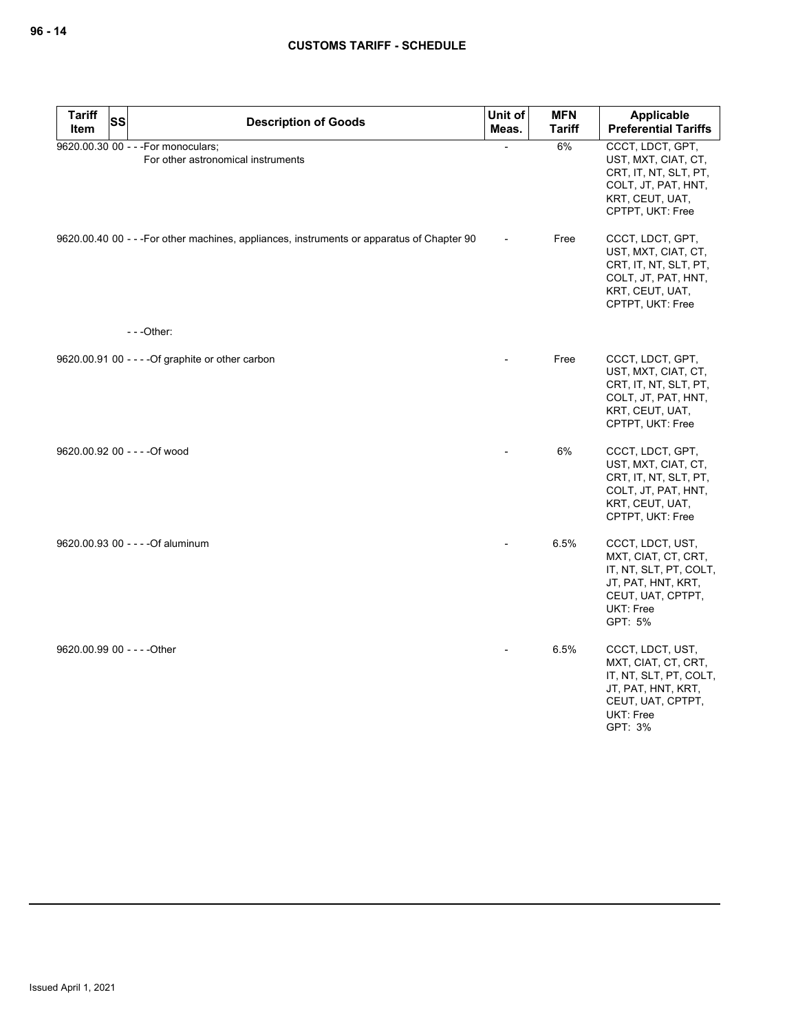| Tariff Item | SS | Description of Goods | Unit of Meas. | MFN Tariff | Applicable Preferential Tariffs |
|---|---|---|---|---|---|
| 9620.00.30 | 00 | - - -For monoculars;<br>For other astronomical instruments | - | 6% | CCCT, LDCT, GPT, UST, MXT, CIAT, CT, CRT, IT, NT, SLT, PT, COLT, JT, PAT, HNT, KRT, CEUT, UAT, CPTPT, UKT: Free |
| 9620.00.40 | 00 | - - -For other machines, appliances, instruments or apparatus of Chapter 90 | - | Free | CCCT, LDCT, GPT, UST, MXT, CIAT, CT, CRT, IT, NT, SLT, PT, COLT, JT, PAT, HNT, KRT, CEUT, UAT, CPTPT, UKT: Free |
| | | - - -Other: | | | |
| 9620.00.91 | 00 | - - - -Of graphite or other carbon | - | Free | CCCT, LDCT, GPT, UST, MXT, CIAT, CT, CRT, IT, NT, SLT, PT, COLT, JT, PAT, HNT, KRT, CEUT, UAT, CPTPT, UKT: Free |
| 9620.00.92 | 00 | - - - -Of wood | - | 6% | CCCT, LDCT, GPT, UST, MXT, CIAT, CT, CRT, IT, NT, SLT, PT, COLT, JT, PAT, HNT, KRT, CEUT, UAT, CPTPT, UKT: Free |
| 9620.00.93 | 00 | - - - -Of aluminum | - | 6.5% | CCCT, LDCT, UST, MXT, CIAT, CT, CRT, IT, NT, SLT, PT, COLT, JT, PAT, HNT, KRT, CEUT, UAT, CPTPT, UKT: Free<br>GPT: 5% |
| 9620.00.99 | 00 | - - - -Other | - | 6.5% | CCCT, LDCT, UST, MXT, CIAT, CT, CRT, IT, NT, SLT, PT, COLT, JT, PAT, HNT, KRT, CEUT, UAT, CPTPT, UKT: Free<br>GPT: 3% |